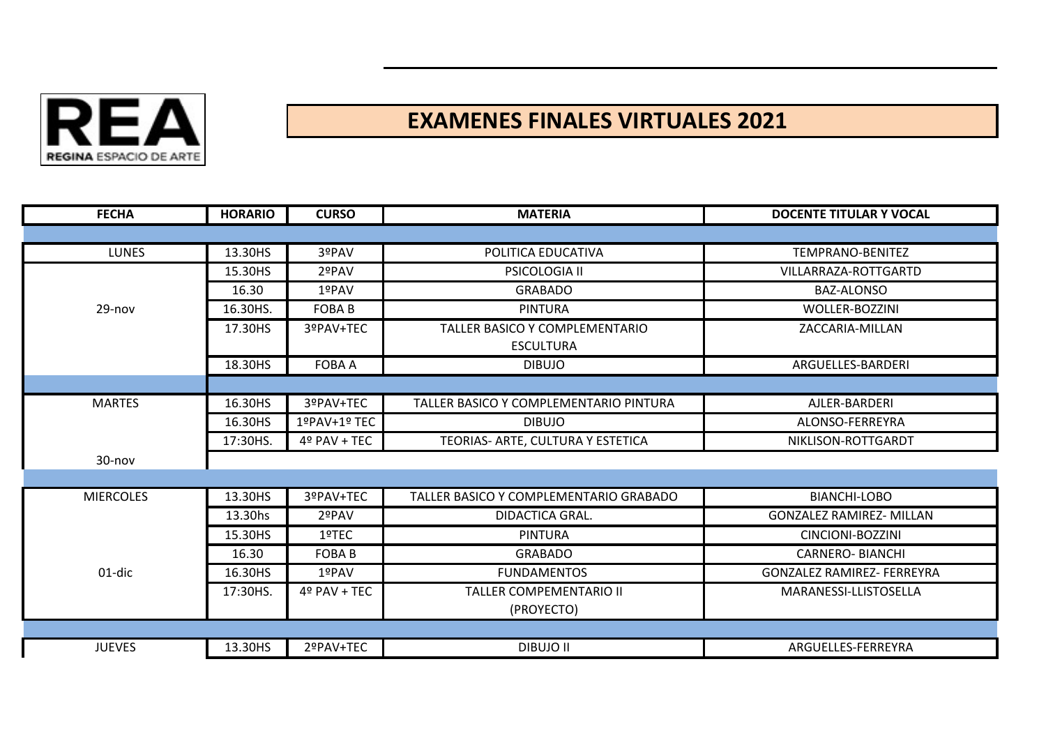REA
REGINA ESPACIO DE ARTE

# EXAMENES FINALES VIRTUALES 2021

| FECHA | HORARIO | CURSO | MATERIA | DOCENTE TITULAR Y VOCAL |
|---|---|---|---|---|
| | | | | |
| LUNES | 13.30HS | 3ºPAV | POLITICA EDUCATIVA | TEMPRANO-BENITEZ |
| | 15.30HS | 2ºPAV | PSICOLOGIA II | VILLARRAZA-ROTTGARTD |
| | 16.30 | 1ºPAV | GRABADO | BAZ-ALONSO |
| 29-nov | 16.30HS. | FOBA B | PINTURA | WOLLER-BOZZINI |
| | 17.30HS | 3ºPAV+TEC | TALLER BASICO Y COMPLEMENTARIO ESCULTURA | ZACCARIA-MILLAN |
| | 18.30HS | FOBA A | DIBUJO | ARGUELLES-BARDERI |
| | | | | |
| MARTES | 16.30HS | 3ºPAV+TEC | TALLER BASICO Y COMPLEMENTARIO PINTURA | AJLER-BARDERI |
| | 16.30HS | 1ºPAV+1º TEC | DIBUJO | ALONSO-FERREYRA |
| | 17:30HS. | 4º PAV + TEC | TEORIAS- ARTE, CULTURA Y ESTETICA | NIKLISON-ROTTGARDT |
| 30-nov | | | | |
| | | | | |
| MIERCOLES | 13.30HS | 3ºPAV+TEC | TALLER BASICO Y COMPLEMENTARIO GRABADO | BIANCHI-LOBO |
| | 13.30hs | 2ºPAV | DIDACTICA GRAL. | GONZALEZ RAMIREZ- MILLAN |
| | 15.30HS | 1ºTEC | PINTURA | CINCIONI-BOZZINI |
| | 16.30 | FOBA B | GRABADO | CARNERO- BIANCHI |
| 01-dic | 16.30HS | 1ºPAV | FUNDAMENTOS | GONZALEZ RAMIREZ- FERREYRA |
| | 17:30HS. | 4º PAV + TEC | TALLER COMPEMENTARIO II (PROYECTO) | MARANESSI-LLISTOSELLA |
| | | | | |
| JUEVES | 13.30HS | 2ºPAV+TEC | DIBUJO II | ARGUELLES-FERREYRA |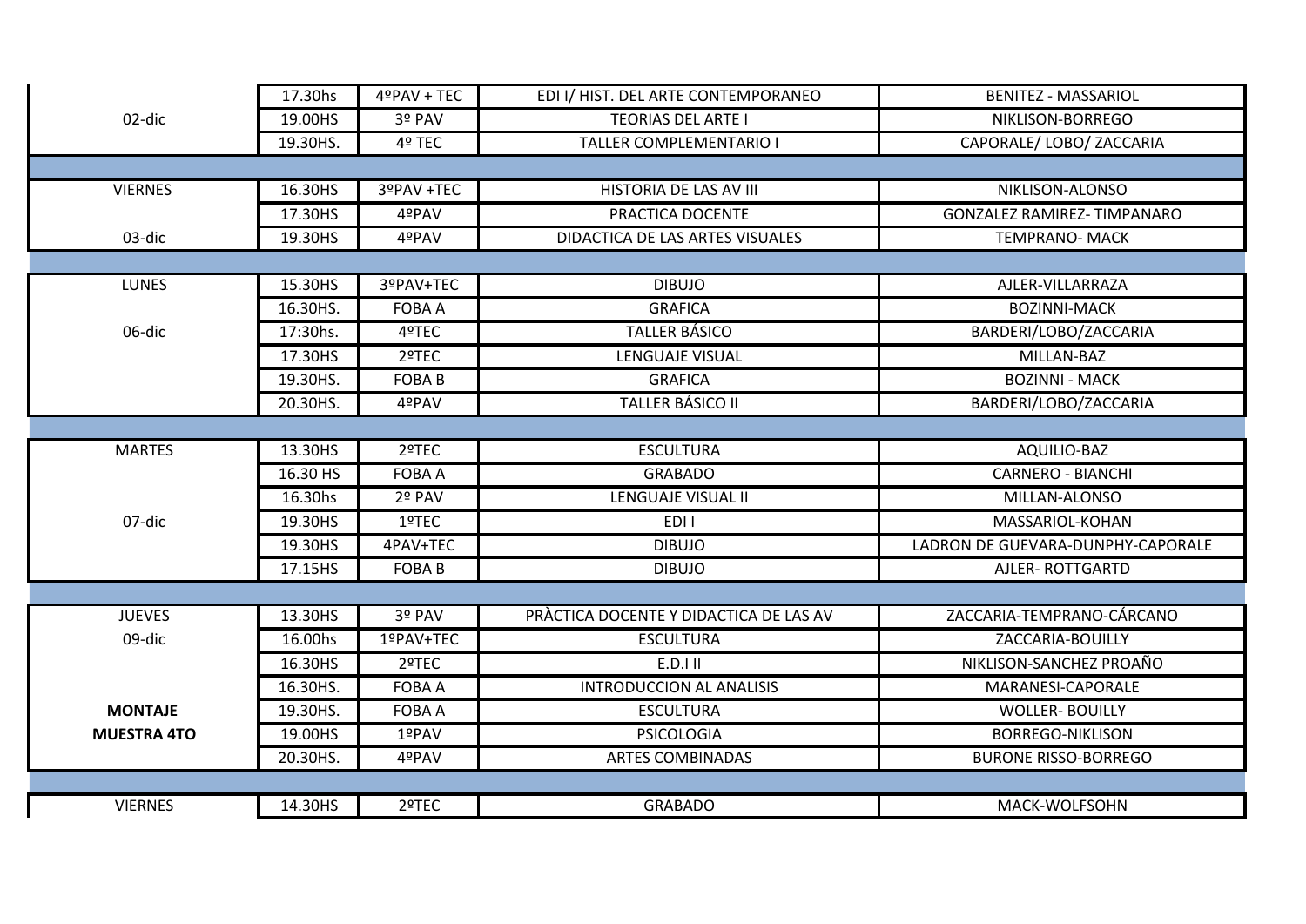| | | | | |
|---|---|---|---|---|
| 02-dic | 17.30hs | 4ºPAV + TEC | EDI I/ HIST. DEL ARTE CONTEMPORANEO | BENITEZ - MASSARIOL |
| | 19.00HS | 3º PAV | TEORIAS DEL ARTE I | NIKLISON-BORREGO |
| | 19.30HS. | 4º TEC | TALLER COMPLEMENTARIO I | CAPORALE/ LOBO/ ZACCARIA |
| | | | | |
| VIERNES | 16.30HS | 3ºPAV +TEC | HISTORIA DE LAS AV III | NIKLISON-ALONSO |
| | 17.30HS | 4ºPAV | PRACTICA DOCENTE | GONZALEZ RAMIREZ- TIMPANARO |
| 03-dic | 19.30HS | 4ºPAV | DIDACTICA DE LAS ARTES VISUALES | TEMPRANO- MACK |
| | | | | |
| LUNES | 15.30HS | 3ºPAV+TEC | DIBUJO | AJLER-VILLARRAZA |
| | 16.30HS. | FOBA A | GRAFICA | BOZINNI-MACK |
| 06-dic | 17:30hs. | 4ºTEC | TALLER BÁSICO | BARDERI/LOBO/ZACCARIA |
| | 17.30HS | 2ºTEC | LENGUAJE VISUAL | MILLAN-BAZ |
| | 19.30HS. | FOBA B | GRAFICA | BOZINNI - MACK |
| | 20.30HS. | 4ºPAV | TALLER BÁSICO II | BARDERI/LOBO/ZACCARIA |
| | | | | |
| MARTES | 13.30HS | 2ºTEC | ESCULTURA | AQUILIO-BAZ |
| | 16.30 HS | FOBA A | GRABADO | CARNERO - BIANCHI |
| | 16.30hs | 2º PAV | LENGUAJE VISUAL II | MILLAN-ALONSO |
| 07-dic | 19.30HS | 1ºTEC | EDI I | MASSARIOL-KOHAN |
| | 19.30HS | 4PAV+TEC | DIBUJO | LADRON DE GUEVARA-DUNPHY-CAPORALE |
| | 17.15HS | FOBA B | DIBUJO | AJLER- ROTTGARTD |
| | | | | |
| JUEVES | 13.30HS | 3º PAV | PRÀCTICA DOCENTE Y DIDACTICA DE LAS AV | ZACCARIA-TEMPRANO-CÁRCANO |
| 09-dic | 16.00hs | 1ºPAV+TEC | ESCULTURA | ZACCARIA-BOUILLY |
| | 16.30HS | 2ºTEC | E.D.I II | NIKLISON-SANCHEZ PROAÑO |
| | 16.30HS. | FOBA A | INTRODUCCION AL ANALISIS | MARANESI-CAPORALE |
| **MONTAJE** | 19.30HS. | FOBA A | ESCULTURA | WOLLER- BOUILLY |
| **MUESTRA 4TO** | 19.00HS | 1ºPAV | PSICOLOGIA | BORREGO-NIKLISON |
| | 20.30HS. | 4ºPAV | ARTES COMBINADAS | BURONE RISSO-BORREGO |
| | | | | |
| VIERNES | 14.30HS | 2ºTEC | GRABADO | MACK-WOLFSOHN |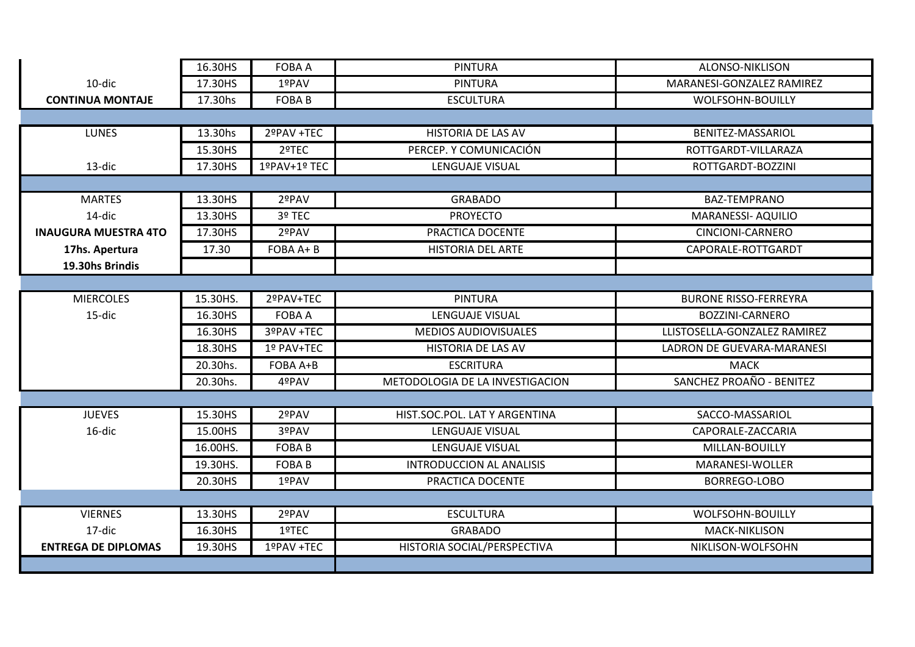| | | | | |
|---|---|---|---|---|
| | 16.30HS | FOBA A | PINTURA | ALONSO-NIKLISON |
| 10-dic | 17.30HS | 1ºPAV | PINTURA | MARANESI-GONZALEZ RAMIREZ |
| **CONTINUA MONTAJE** | 17.30hs | FOBA B | ESCULTURA | WOLFSOHN-BOUILLY |
| | | | | |
| LUNES | 13.30hs | 2ºPAV +TEC | HISTORIA DE LAS AV | BENITEZ-MASSARIOL |
| | 15.30HS | 2ºTEC | PERCEP. Y COMUNICACIÓN | ROTTGARDT-VILLARAZA |
| 13-dic | 17.30HS | 1ºPAV+1º TEC | LENGUAJE VISUAL | ROTTGARDT-BOZZINI |
| | | | | |
| MARTES | 13.30HS | 2ºPAV | GRABADO | BAZ-TEMPRANO |
| 14-dic | 13.30HS | 3º TEC | PROYECTO | MARANESSI- AQUILIO |
| **INAUGURA MUESTRA 4TO** | 17.30HS | 2ºPAV | PRACTICA DOCENTE | CINCIONI-CARNERO |
| **17hs. Apertura** | 17.30 | FOBA A+ B | HISTORIA DEL ARTE | CAPORALE-ROTTGARDT |
| **19.30hs Brindis** | | | | |
| | | | | |
| MIERCOLES | 15.30HS. | 2ºPAV+TEC | PINTURA | BURONE RISSO-FERREYRA |
| 15-dic | 16.30HS | FOBA A | LENGUAJE VISUAL | BOZZINI-CARNERO |
| | 16.30HS | 3ºPAV +TEC | MEDIOS AUDIOVISUALES | LLISTOSELLA-GONZALEZ RAMIREZ |
| | 18.30HS | 1º PAV+TEC | HISTORIA DE LAS AV | LADRON DE GUEVARA-MARANESI |
| | 20.30hs. | FOBA A+B | ESCRITURA | MACK |
| | 20.30hs. | 4ºPAV | METODOLOGIA DE LA INVESTIGACION | SANCHEZ PROAÑO - BENITEZ |
| | | | | |
| JUEVES | 15.30HS | 2ºPAV | HIST.SOC.POL. LAT Y ARGENTINA | SACCO-MASSARIOL |
| 16-dic | 15.00HS | 3ºPAV | LENGUAJE VISUAL | CAPORALE-ZACCARIA |
| | 16.00HS. | FOBA B | LENGUAJE VISUAL | MILLAN-BOUILLY |
| | 19.30HS. | FOBA B | INTRODUCCION AL ANALISIS | MARANESI-WOLLER |
| | 20.30HS | 1ºPAV | PRACTICA DOCENTE | BORREGO-LOBO |
| | | | | |
| VIERNES | 13.30HS | 2ºPAV | ESCULTURA | WOLFSOHN-BOUILLY |
| 17-dic | 16.30HS | 1ºTEC | GRABADO | MACK-NIKLISON |
| **ENTREGA DE DIPLOMAS** | 19.30HS | 1ºPAV +TEC | HISTORIA SOCIAL/PERSPECTIVA | NIKLISON-WOLFSOHN |